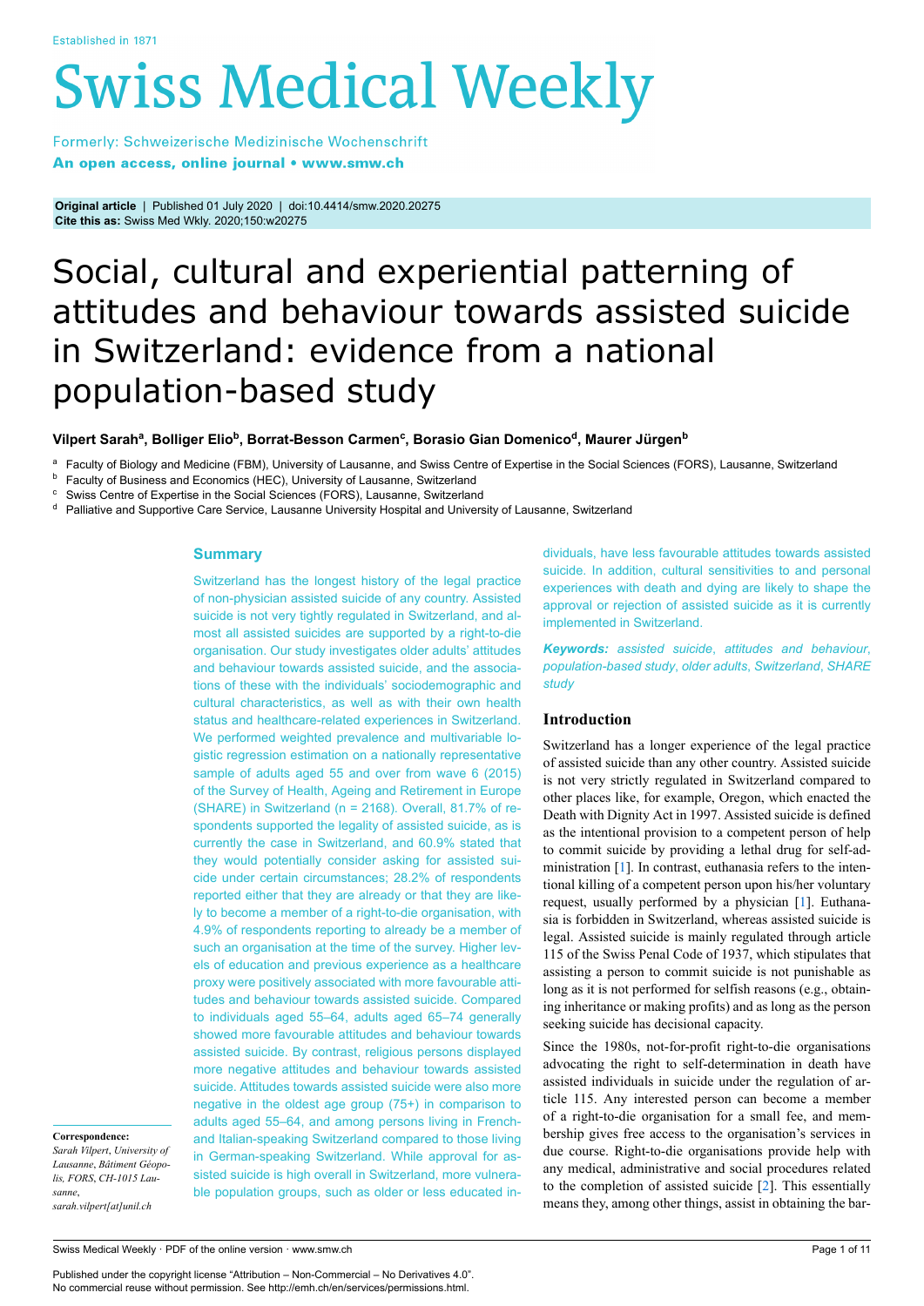Established in 1871

# Swiss Medical Weekly

Formerly: Schweizerische Medizinische Wochenschrift
**An open access, online journal • www.smw.ch**

**Original article** | Published 01 July 2020 | doi:10.4414/smw.2020.20275
**Cite this as:** Swiss Med Wkly. 2020;150:w20275

# Social, cultural and experiential patterning of attitudes and behaviour towards assisted suicide in Switzerland: evidence from a national population-based study

**Vilpert Sarah[a], Bolliger Elio[b], Borrat-Besson Carmen[c], Borasio Gian Domenico[d], Maurer Jürgen[b]**

[a] Faculty of Biology and Medicine (FBM), University of Lausanne, and Swiss Centre of Expertise in the Social Sciences (FORS), Lausanne, Switzerland
[b] Faculty of Business and Economics (HEC), University of Lausanne, Switzerland
[c] Swiss Centre of Expertise in the Social Sciences (FORS), Lausanne, Switzerland
[d] Palliative and Supportive Care Service, Lausanne University Hospital and University of Lausanne, Switzerland

## Summary

Switzerland has the longest history of the legal practice of non-physician assisted suicide of any country. Assisted suicide is not very tightly regulated in Switzerland, and almost all assisted suicides are supported by a right-to-die organisation. Our study investigates older adults' attitudes and behaviour towards assisted suicide, and the associations of these with the individuals' sociodemographic and cultural characteristics, as well as with their own health status and healthcare-related experiences in Switzerland. We performed weighted prevalence and multivariable logistic regression estimation on a nationally representative sample of adults aged 55 and over from wave 6 (2015) of the Survey of Health, Ageing and Retirement in Europe (SHARE) in Switzerland (n = 2168). Overall, 81.7% of respondents supported the legality of assisted suicide, as is currently the case in Switzerland, and 60.9% stated that they would potentially consider asking for assisted suicide under certain circumstances; 28.2% of respondents reported either that they are already or that they are likely to become a member of a right-to-die organisation, with 4.9% of respondents reporting to already be a member of such an organisation at the time of the survey. Higher levels of education and previous experience as a healthcare proxy were positively associated with more favourable attitudes and behaviour towards assisted suicide. Compared to individuals aged 55–64, adults aged 65–74 generally showed more favourable attitudes and behaviour towards assisted suicide. By contrast, religious persons displayed more negative attitudes and behaviour towards assisted suicide. Attitudes towards assisted suicide were also more negative in the oldest age group (75+) in comparison to adults aged 55–64, and among persons living in French- and Italian-speaking Switzerland compared to those living in German-speaking Switzerland. While approval for assisted suicide is high overall in Switzerland, more vulnerable population groups, such as older or less educated individuals, have less favourable attitudes towards assisted suicide. In addition, cultural sensitivities to and personal experiences with death and dying are likely to shape the approval or rejection of assisted suicide as it is currently implemented in Switzerland.

***Keywords:*** *assisted suicide, attitudes and behaviour, population-based study, older adults, Switzerland, SHARE study*

**Correspondence:**
*Sarah Vilpert, University of Lausanne, Bâtiment Géopolis, FORS, CH-1015 Lausanne,*
*sarah.vilpert[at]unil.ch*

## Introduction

Switzerland has a longer experience of the legal practice of assisted suicide than any other country. Assisted suicide is not very strictly regulated in Switzerland compared to other places like, for example, Oregon, which enacted the Death with Dignity Act in 1997. Assisted suicide is defined as the intentional provision to a competent person of help to commit suicide by providing a lethal drug for self-administration [1]. In contrast, euthanasia refers to the intentional killing of a competent person upon his/her voluntary request, usually performed by a physician [1]. Euthanasia is forbidden in Switzerland, whereas assisted suicide is legal. Assisted suicide is mainly regulated through article 115 of the Swiss Penal Code of 1937, which stipulates that assisting a person to commit suicide is not punishable as long as it is not performed for selfish reasons (e.g., obtaining inheritance or making profits) and as long as the person seeking suicide has decisional capacity.

Since the 1980s, not-for-profit right-to-die organisations advocating the right to self-determination in death have assisted individuals in suicide under the regulation of article 115. Any interested person can become a member of a right-to-die organisation for a small fee, and membership gives free access to the organisation's services in due course. Right-to-die organisations provide help with any medical, administrative and social procedures related to the completion of assisted suicide [2]. This essentially means they, among other things, assist in obtaining the bar-

Published under the copyright license "Attribution – Non-Commercial – No Derivatives 4.0".
No commercial reuse without permission. See http://emh.ch/en/services/permissions.html.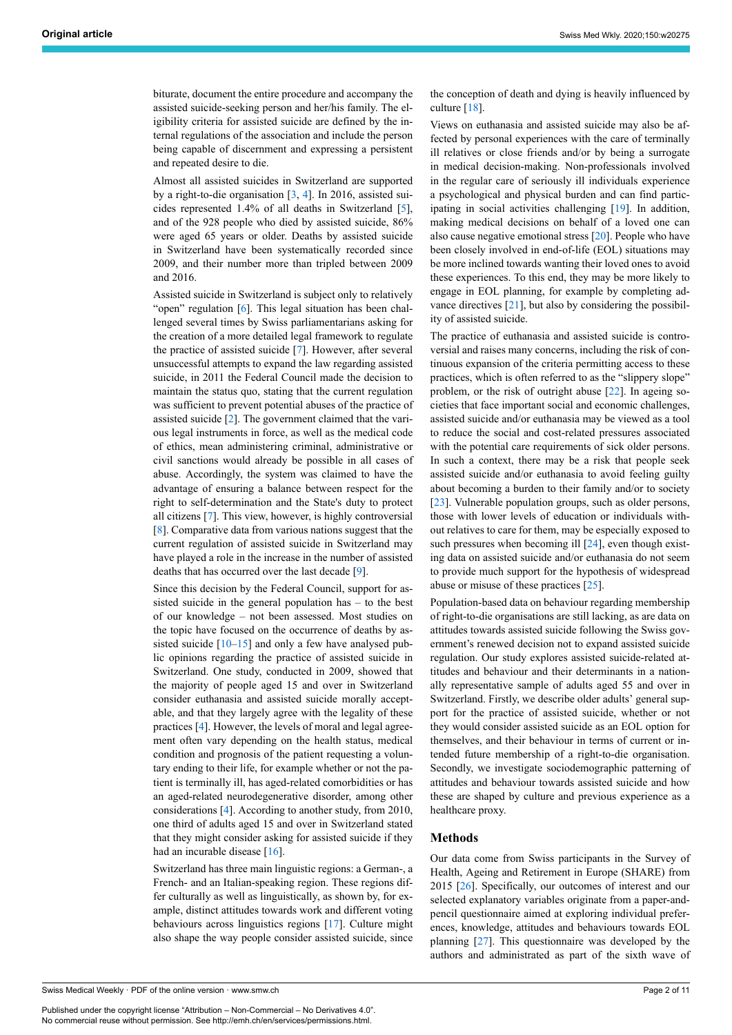biturate, document the entire procedure and accompany the assisted suicide-seeking person and her/his family. The eligibility criteria for assisted suicide are defined by the internal regulations of the association and include the person being capable of discernment and expressing a persistent and repeated desire to die.

Almost all assisted suicides in Switzerland are supported by a right-to-die organisation [3, 4]. In 2016, assisted suicides represented 1.4% of all deaths in Switzerland [5], and of the 928 people who died by assisted suicide, 86% were aged 65 years or older. Deaths by assisted suicide in Switzerland have been systematically recorded since 2009, and their number more than tripled between 2009 and 2016.

Assisted suicide in Switzerland is subject only to relatively "open" regulation [6]. This legal situation has been challenged several times by Swiss parliamentarians asking for the creation of a more detailed legal framework to regulate the practice of assisted suicide [7]. However, after several unsuccessful attempts to expand the law regarding assisted suicide, in 2011 the Federal Council made the decision to maintain the status quo, stating that the current regulation was sufficient to prevent potential abuses of the practice of assisted suicide [2]. The government claimed that the various legal instruments in force, as well as the medical code of ethics, mean administering criminal, administrative or civil sanctions would already be possible in all cases of abuse. Accordingly, the system was claimed to have the advantage of ensuring a balance between respect for the right to self-determination and the State's duty to protect all citizens [7]. This view, however, is highly controversial [8]. Comparative data from various nations suggest that the current regulation of assisted suicide in Switzerland may have played a role in the increase in the number of assisted deaths that has occurred over the last decade [9].

Since this decision by the Federal Council, support for assisted suicide in the general population has – to the best of our knowledge – not been assessed. Most studies on the topic have focused on the occurrence of deaths by assisted suicide [10–15] and only a few have analysed public opinions regarding the practice of assisted suicide in Switzerland. One study, conducted in 2009, showed that the majority of people aged 15 and over in Switzerland consider euthanasia and assisted suicide morally acceptable, and that they largely agree with the legality of these practices [4]. However, the levels of moral and legal agreement often vary depending on the health status, medical condition and prognosis of the patient requesting a voluntary ending to their life, for example whether or not the patient is terminally ill, has aged-related comorbidities or has an aged-related neurodegenerative disorder, among other considerations [4]. According to another study, from 2010, one third of adults aged 15 and over in Switzerland stated that they might consider asking for assisted suicide if they had an incurable disease [16].

Switzerland has three main linguistic regions: a German-, a French- and an Italian-speaking region. These regions differ culturally as well as linguistically, as shown by, for example, distinct attitudes towards work and different voting behaviours across linguistics regions [17]. Culture might also shape the way people consider assisted suicide, since the conception of death and dying is heavily influenced by culture [18].

Views on euthanasia and assisted suicide may also be affected by personal experiences with the care of terminally ill relatives or close friends and/or by being a surrogate in medical decision-making. Non-professionals involved in the regular care of seriously ill individuals experience a psychological and physical burden and can find participating in social activities challenging [19]. In addition, making medical decisions on behalf of a loved one can also cause negative emotional stress [20]. People who have been closely involved in end-of-life (EOL) situations may be more inclined towards wanting their loved ones to avoid these experiences. To this end, they may be more likely to engage in EOL planning, for example by completing advance directives [21], but also by considering the possibility of assisted suicide.

The practice of euthanasia and assisted suicide is controversial and raises many concerns, including the risk of continuous expansion of the criteria permitting access to these practices, which is often referred to as the "slippery slope" problem, or the risk of outright abuse [22]. In ageing societies that face important social and economic challenges, assisted suicide and/or euthanasia may be viewed as a tool to reduce the social and cost-related pressures associated with the potential care requirements of sick older persons. In such a context, there may be a risk that people seek assisted suicide and/or euthanasia to avoid feeling guilty about becoming a burden to their family and/or to society [23]. Vulnerable population groups, such as older persons, those with lower levels of education or individuals without relatives to care for them, may be especially exposed to such pressures when becoming ill [24], even though existing data on assisted suicide and/or euthanasia do not seem to provide much support for the hypothesis of widespread abuse or misuse of these practices [25].

Population-based data on behaviour regarding membership of right-to-die organisations are still lacking, as are data on attitudes towards assisted suicide following the Swiss government's renewed decision not to expand assisted suicide regulation. Our study explores assisted suicide-related attitudes and behaviour and their determinants in a nationally representative sample of adults aged 55 and over in Switzerland. Firstly, we describe older adults' general support for the practice of assisted suicide, whether or not they would consider assisted suicide as an EOL option for themselves, and their behaviour in terms of current or intended future membership of a right-to-die organisation. Secondly, we investigate sociodemographic patterning of attitudes and behaviour towards assisted suicide and how these are shaped by culture and previous experience as a healthcare proxy.

## Methods

Our data come from Swiss participants in the Survey of Health, Ageing and Retirement in Europe (SHARE) from 2015 [26]. Specifically, our outcomes of interest and our selected explanatory variables originate from a paper-and-pencil questionnaire aimed at exploring individual preferences, knowledge, attitudes and behaviours towards EOL planning [27]. This questionnaire was developed by the authors and administrated as part of the sixth wave of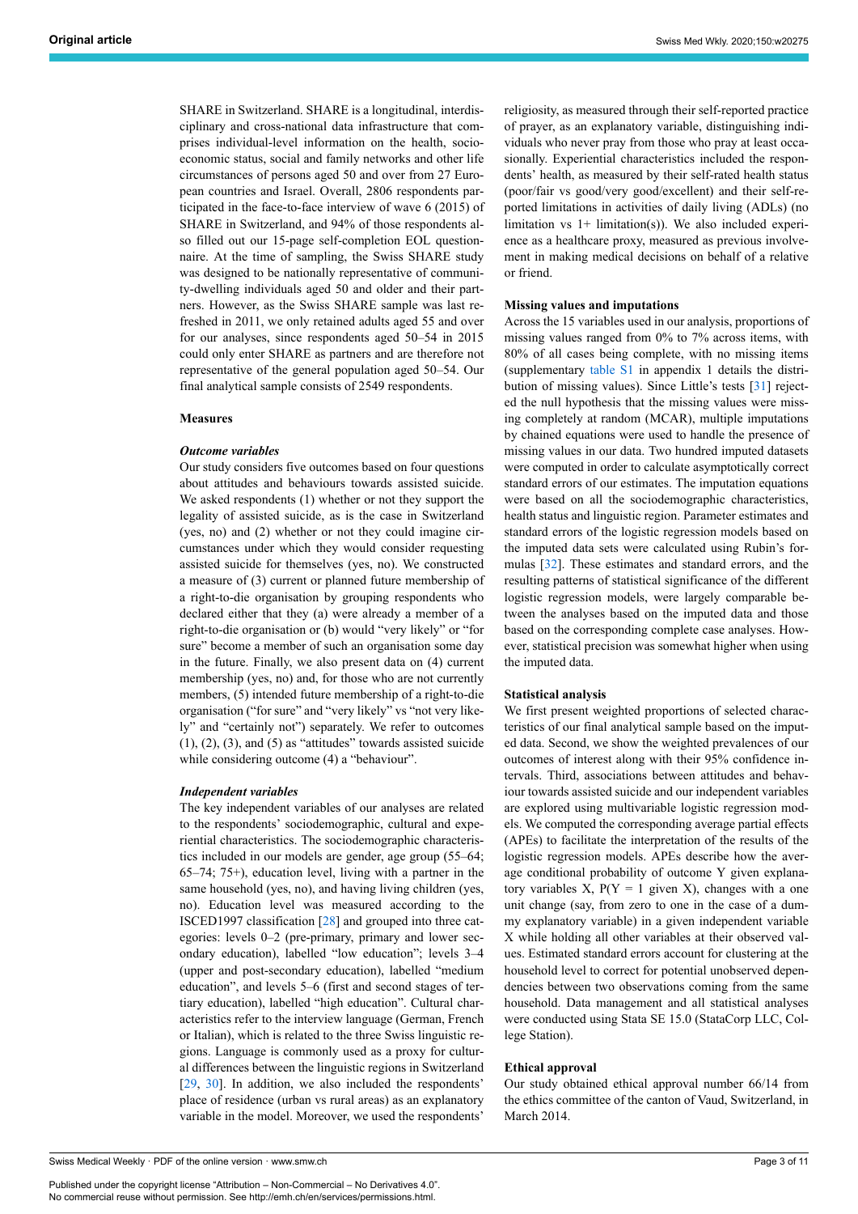SHARE in Switzerland. SHARE is a longitudinal, interdisciplinary and cross-national data infrastructure that comprises individual-level information on the health, socioeconomic status, social and family networks and other life circumstances of persons aged 50 and over from 27 European countries and Israel. Overall, 2806 respondents participated in the face-to-face interview of wave 6 (2015) of SHARE in Switzerland, and 94% of those respondents also filled out our 15-page self-completion EOL questionnaire. At the time of sampling, the Swiss SHARE study was designed to be nationally representative of community-dwelling individuals aged 50 and older and their partners. However, as the Swiss SHARE sample was last refreshed in 2011, we only retained adults aged 55 and over for our analyses, since respondents aged 50–54 in 2015 could only enter SHARE as partners and are therefore not representative of the general population aged 50–54. Our final analytical sample consists of 2549 respondents.

**Measures**

***Outcome variables***

Our study considers five outcomes based on four questions about attitudes and behaviours towards assisted suicide. We asked respondents (1) whether or not they support the legality of assisted suicide, as is the case in Switzerland (yes, no) and (2) whether or not they could imagine circumstances under which they would consider requesting assisted suicide for themselves (yes, no). We constructed a measure of (3) current or planned future membership of a right-to-die organisation by grouping respondents who declared either that they (a) were already a member of a right-to-die organisation or (b) would "very likely" or "for sure" become a member of such an organisation some day in the future. Finally, we also present data on (4) current membership (yes, no) and, for those who are not currently members, (5) intended future membership of a right-to-die organisation ("for sure" and "very likely" vs "not very likely" and "certainly not") separately. We refer to outcomes (1), (2), (3), and (5) as "attitudes" towards assisted suicide while considering outcome (4) a "behaviour".

***Independent variables***

The key independent variables of our analyses are related to the respondents' sociodemographic, cultural and experiential characteristics. The sociodemographic characteristics included in our models are gender, age group (55–64; 65–74; 75+), education level, living with a partner in the same household (yes, no), and having living children (yes, no). Education level was measured according to the ISCED1997 classification [28] and grouped into three categories: levels 0–2 (pre-primary, primary and lower secondary education), labelled "low education"; levels 3–4 (upper and post-secondary education), labelled "medium education", and levels 5–6 (first and second stages of tertiary education), labelled "high education". Cultural characteristics refer to the interview language (German, French or Italian), which is related to the three Swiss linguistic regions. Language is commonly used as a proxy for cultural differences between the linguistic regions in Switzerland [29, 30]. In addition, we also included the respondents' place of residence (urban vs rural areas) as an explanatory variable in the model. Moreover, we used the respondents' religiosity, as measured through their self-reported practice of prayer, as an explanatory variable, distinguishing individuals who never pray from those who pray at least occasionally. Experiential characteristics included the respondents' health, as measured by their self-rated health status (poor/fair vs good/very good/excellent) and their self-reported limitations in activities of daily living (ADLs) (no limitation vs 1+ limitation(s)). We also included experience as a healthcare proxy, measured as previous involvement in making medical decisions on behalf of a relative or friend.

**Missing values and imputations**

Across the 15 variables used in our analysis, proportions of missing values ranged from 0% to 7% across items, with 80% of all cases being complete, with no missing items (supplementary table S1 in appendix 1 details the distribution of missing values). Since Little's tests [31] rejected the null hypothesis that the missing values were missing completely at random (MCAR), multiple imputations by chained equations were used to handle the presence of missing values in our data. Two hundred imputed datasets were computed in order to calculate asymptotically correct standard errors of our estimates. The imputation equations were based on all the sociodemographic characteristics, health status and linguistic region. Parameter estimates and standard errors of the logistic regression models based on the imputed data sets were calculated using Rubin's formulas [32]. These estimates and standard errors, and the resulting patterns of statistical significance of the different logistic regression models, were largely comparable between the analyses based on the imputed data and those based on the corresponding complete case analyses. However, statistical precision was somewhat higher when using the imputed data.

**Statistical analysis**

We first present weighted proportions of selected characteristics of our final analytical sample based on the imputed data. Second, we show the weighted prevalences of our outcomes of interest along with their 95% confidence intervals. Third, associations between attitudes and behaviour towards assisted suicide and our independent variables are explored using multivariable logistic regression models. We computed the corresponding average partial effects (APEs) to facilitate the interpretation of the results of the logistic regression models. APEs describe how the average conditional probability of outcome Y given explanatory variables X, $P(Y = 1 \text{ given } X)$, changes with a one unit change (say, from zero to one in the case of a dummy explanatory variable) in a given independent variable X while holding all other variables at their observed values. Estimated standard errors account for clustering at the household level to correct for potential unobserved dependencies between two observations coming from the same household. Data management and all statistical analyses were conducted using Stata SE 15.0 (StataCorp LLC, College Station).

**Ethical approval**

Our study obtained ethical approval number 66/14 from the ethics committee of the canton of Vaud, Switzerland, in March 2014.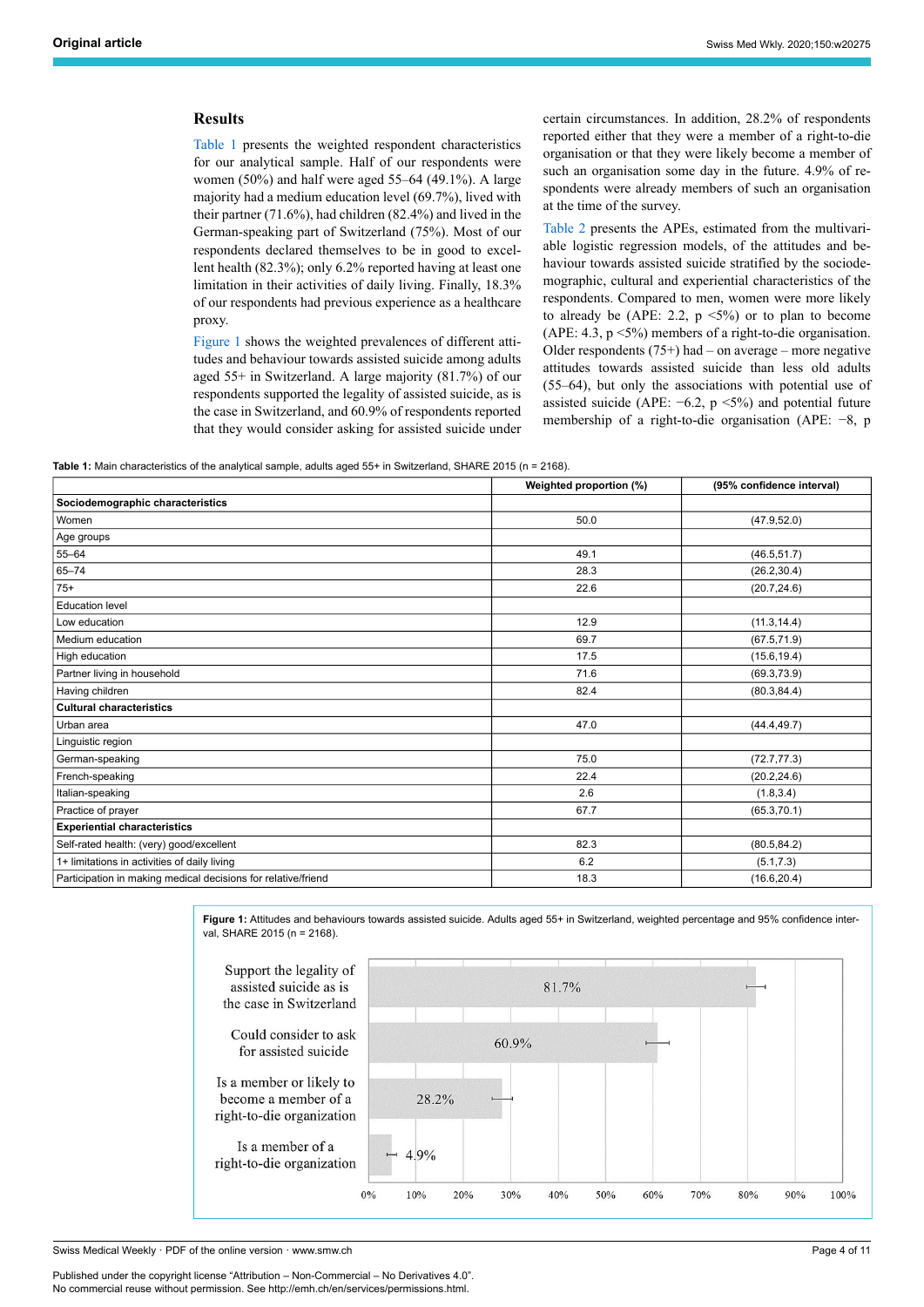## Results

Table 1 presents the weighted respondent characteristics for our analytical sample. Half of our respondents were women (50%) and half were aged 55–64 (49.1%). A large majority had a medium education level (69.7%), lived with their partner (71.6%), had children (82.4%) and lived in the German-speaking part of Switzerland (75%). Most of our respondents declared themselves to be in good to excellent health (82.3%); only 6.2% reported having at least one limitation in their activities of daily living. Finally, 18.3% of our respondents had previous experience as a healthcare proxy.

Figure 1 shows the weighted prevalences of different attitudes and behaviour towards assisted suicide among adults aged 55+ in Switzerland. A large majority (81.7%) of our respondents supported the legality of assisted suicide, as is the case in Switzerland, and 60.9% of respondents reported that they would consider asking for assisted suicide under certain circumstances. In addition, 28.2% of respondents reported either that they were a member of a right-to-die organisation or that they were likely become a member of such an organisation some day in the future. 4.9% of respondents were already members of such an organisation at the time of the survey.

Table 2 presents the APEs, estimated from the multivariable logistic regression models, of the attitudes and behaviour towards assisted suicide stratified by the sociodemographic, cultural and experiential characteristics of the respondents. Compared to men, women were more likely to already be (APE: 2.2, p <5%) or to plan to become (APE: 4.3, p <5%) members of a right-to-die organisation. Older respondents (75+) had – on average – more negative attitudes towards assisted suicide than less old adults (55–64), but only the associations with potential use of assisted suicide (APE: −6.2, p <5%) and potential future membership of a right-to-die organisation (APE: −8, p

**Table 1:** Main characteristics of the analytical sample, adults aged 55+ in Switzerland, SHARE 2015 (n = 2168).

| | Weighted proportion (%) | (95% confidence interval) |
|---|---|---|
| **Sociodemographic characteristics** | | |
| Women | 50.0 | (47.9,52.0) |
| Age groups | | |
| 55–64 | 49.1 | (46.5,51.7) |
| 65–74 | 28.3 | (26.2,30.4) |
| 75+ | 22.6 | (20.7,24.6) |
| Education level | | |
| Low education | 12.9 | (11.3,14.4) |
| Medium education | 69.7 | (67.5,71.9) |
| High education | 17.5 | (15.6,19.4) |
| Partner living in household | 71.6 | (69.3,73.9) |
| Having children | 82.4 | (80.3,84.4) |
| **Cultural characteristics** | | |
| Urban area | 47.0 | (44.4,49.7) |
| Linguistic region | | |
| German-speaking | 75.0 | (72.7,77.3) |
| French-speaking | 22.4 | (20.2,24.6) |
| Italian-speaking | 2.6 | (1.8,3.4) |
| Practice of prayer | 67.7 | (65.3,70.1) |
| **Experiential characteristics** | | |
| Self-rated health: (very) good/excellent | 82.3 | (80.5,84.2) |
| 1+ limitations in activities of daily living | 6.2 | (5.1,7.3) |
| Participation in making medical decisions for relative/friend | 18.3 | (16.6,20.4) |

**Figure 1:** Attitudes and behaviours towards assisted suicide. Adults aged 55+ in Switzerland, weighted percentage and 95% confidence interval, SHARE 2015 (n = 2168).

| | Weighted percentage |
|---|---|
| Support the legality of assisted suicide as is the case in Switzerland | 81.7% |
| Could consider to ask for assisted suicide | 60.9% |
| Is a member or likely to become a member of a right-to-die organization | 28.2% |
| Is a member of a right-to-die organization | 4.9% |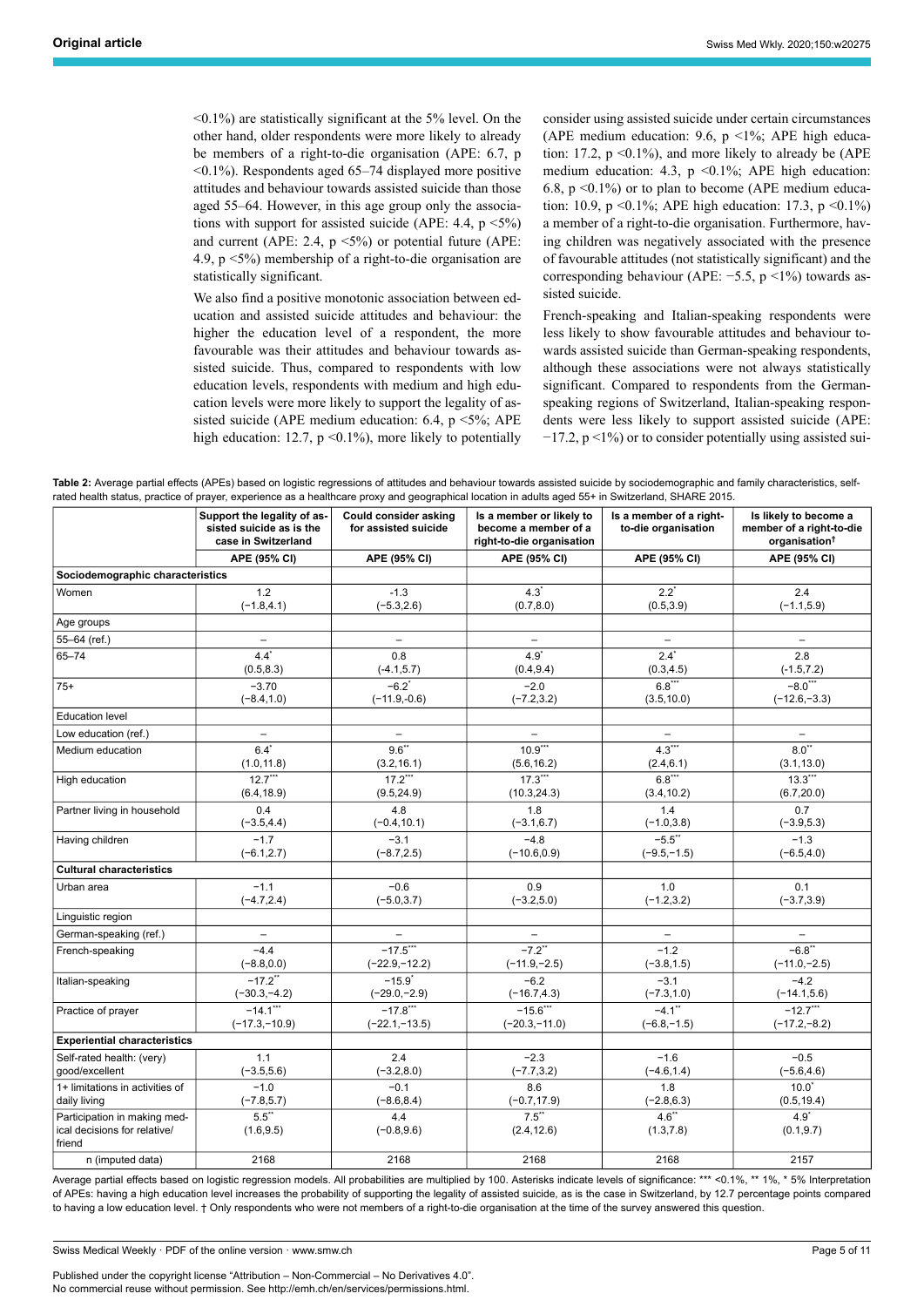<0.1%) are statistically significant at the 5% level. On the other hand, older respondents were more likely to already be members of a right-to-die organisation (APE: 6.7, p <0.1%). Respondents aged 65–74 displayed more positive attitudes and behaviour towards assisted suicide than those aged 55–64. However, in this age group only the associations with support for assisted suicide (APE: 4.4, p <5%) and current (APE: 2.4, p <5%) or potential future (APE: 4.9, p <5%) membership of a right-to-die organisation are statistically significant.

We also find a positive monotonic association between education and assisted suicide attitudes and behaviour: the higher the education level of a respondent, the more favourable was their attitudes and behaviour towards assisted suicide. Thus, compared to respondents with low education levels, respondents with medium and high education levels were more likely to support the legality of assisted suicide (APE medium education: 6.4, p <5%; APE high education: 12.7, p <0.1%), more likely to potentially consider using assisted suicide under certain circumstances (APE medium education: 9.6, p <1%; APE high education: 17.2, p <0.1%), and more likely to already be (APE medium education: 4.3, p <0.1%; APE high education: 6.8, p <0.1%) or to plan to become (APE medium education: 10.9, p <0.1%; APE high education: 17.3, p <0.1%) a member of a right-to-die organisation. Furthermore, having children was negatively associated with the presence of favourable attitudes (not statistically significant) and the corresponding behaviour (APE: −5.5, p <1%) towards assisted suicide.

French-speaking and Italian-speaking respondents were less likely to show favourable attitudes and behaviour towards assisted suicide than German-speaking respondents, although these associations were not always statistically significant. Compared to respondents from the German-speaking regions of Switzerland, Italian-speaking respondents were less likely to support assisted suicide (APE: −17.2, p <1%) or to consider potentially using assisted sui-

**Table 2:** Average partial effects (APEs) based on logistic regressions of attitudes and behaviour towards assisted suicide by sociodemographic and family characteristics, self-rated health status, practice of prayer, experience as a healthcare proxy and geographical location in adults aged 55+ in Switzerland, SHARE 2015.

| | Support the legality of assisted suicide as is the case in Switzerland | Could consider asking for assisted suicide | Is a member or likely to become a member of a right-to-die organisation | Is a member of a right-to-die organisation | Is likely to become a member of a right-to-die organisation† |
|---|---|---|---|---|---|
| | APE (95% CI) | APE (95% CI) | APE (95% CI) | APE (95% CI) | APE (95% CI) |
| **Sociodemographic characteristics** | | | | | |
| Women | 1.2 (−1.8,4.1) | -1.3 (−5.3,2.6) | 4.3* (0.7,8.0) | 2.2* (0.5,3.9) | 2.4 (−1.1,5.9) |
| Age groups | | | | | |
| 55–64 (ref.) | – | – | – | – | – |
| 65–74 | 4.4* (0.5,8.3) | 0.8 (-4.1,5.7) | 4.9* (0.4,9.4) | 2.4* (0.3,4.5) | 2.8 (−1.5,7.2) |
| 75+ | −3.70 (−8.4,1.0) | −6.2* (−11.9,-0.6) | −2.0 (−7.2,3.2) | 6.8*** (3.5,10.0) | −8.0*** (−12.6,−3.3) |
| Education level | | | | | |
| Low education (ref.) | – | – | – | – | – |
| Medium education | 6.4* (1.0,11.8) | 9.6** (3.2,16.1) | 10.9*** (5.6,16.2) | 4.3*** (2.4,6.1) | 8.0** (3.1,13.0) |
| High education | 12.7*** (6.4,18.9) | 17.2*** (9.5,24.9) | 17.3*** (10.3,24.3) | 6.8*** (3.4,10.2) | 13.3*** (6.7,20.0) |
| Partner living in household | 0.4 (−3.5,4.4) | 4.8 (−0.4,10.1) | 1.8 (−3.1,6.7) | 1.4 (−1.0,3.8) | 0.7 (−3.9,5.3) |
| Having children | −1.7 (−6.1,2.7) | −3.1 (−8.7,2.5) | −4.8 (−10.6,0.9) | −5.5** (−9.5,−1.5) | −1.3 (−6.5,4.0) |
| **Cultural characteristics** | | | | | |
| Urban area | −1.1 (−4.7,2.4) | −0.6 (−5.0,3.7) | 0.9 (−3.2,5.0) | 1.0 (−1.2,3.2) | 0.1 (−3.7,3.9) |
| Linguistic region | | | | | |
| German-speaking (ref.) | – | – | – | – | – |
| French-speaking | −4.4 (−8.8,0.0) | −17.5*** (−22.9,−12.2) | −7.2** (−11.9,−2.5) | −1.2 (−3.8,1.5) | −6.8** (−11.0,−2.5) |
| Italian-speaking | −17.2** (−30.3,−4.2) | −15.9* (−29.0,−2.9) | −6.2 (−16.7,4.3) | −3.1 (−7.3,1.0) | −4.2 (−14.1,5.6) |
| Practice of prayer | −14.1*** (−17.3,−10.9) | −17.8*** (−22.1,−13.5) | −15.6*** (−20.3,−11.0) | −4.1** (−6.8,−1.5) | −12.7*** (−17.2,−8.2) |
| **Experiential characteristics** | | | | | |
| Self-rated health: (very) good/excellent | 1.1 (−3.5,5.6) | 2.4 (−3.2,8.0) | −2.3 (−7.7,3.2) | −1.6 (−4.6,1.4) | −0.5 (−5.6,4.6) |
| 1+ limitations in activities of daily living | −1.0 (−7.8,5.7) | −0.1 (−8.6,8.4) | 8.6 (−0.7,17.9) | 1.8 (−2.8,6.3) | 10.0* (0.5,19.4) |
| Participation in making medical decisions for relative/friend | 5.5** (1.6,9.5) | 4.4 (−0.8,9.6) | 7.5** (2.4,12.6) | 4.6** (1.3,7.8) | 4.9* (0.1,9.7) |
| n (imputed data) | 2168 | 2168 | 2168 | 2168 | 2157 |

Average partial effects based on logistic regression models. All probabilities are multiplied by 100. Asterisks indicate levels of significance: *** <0.1%, ** 1%, * 5% Interpretation of APEs: having a high education level increases the probability of supporting the legality of assisted suicide, as is the case in Switzerland, by 12.7 percentage points compared to having a low education level. † Only respondents who were not members of a right-to-die organisation at the time of the survey answered this question.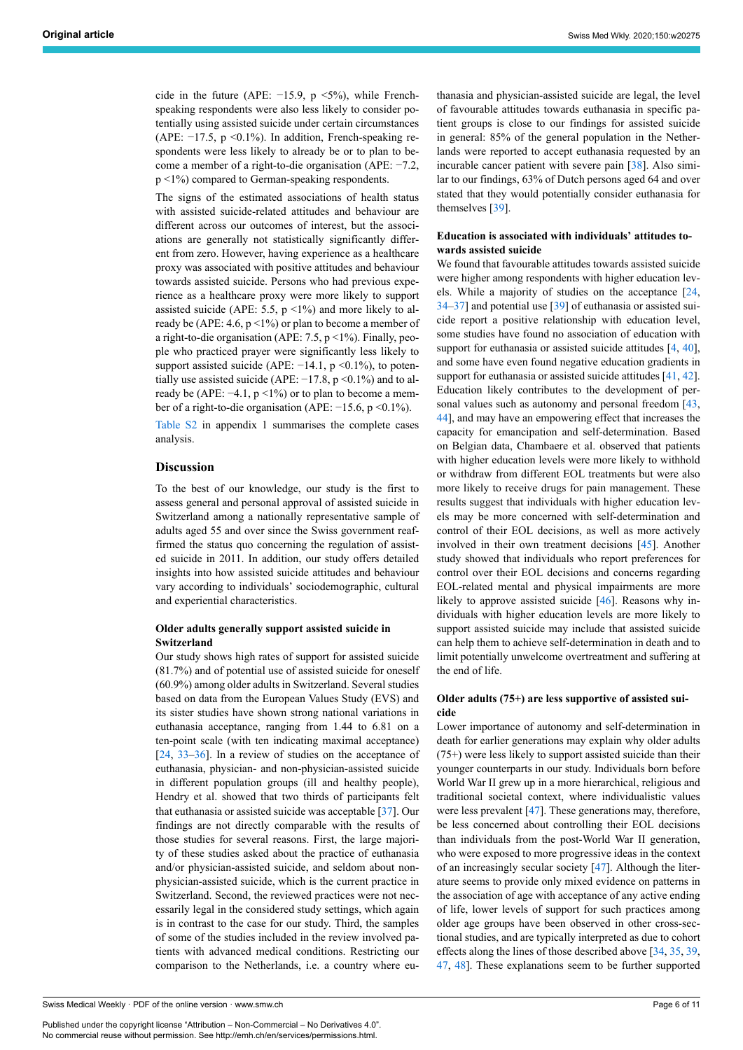cide in the future (APE: −15.9, p <5%), while French-speaking respondents were also less likely to consider potentially using assisted suicide under certain circumstances (APE: −17.5, p <0.1%). In addition, French-speaking respondents were less likely to already be or to plan to become a member of a right-to-die organisation (APE: −7.2, p <1%) compared to German-speaking respondents.

The signs of the estimated associations of health status with assisted suicide-related attitudes and behaviour are different across our outcomes of interest, but the associations are generally not statistically significantly different from zero. However, having experience as a healthcare proxy was associated with positive attitudes and behaviour towards assisted suicide. Persons who had previous experience as a healthcare proxy were more likely to support assisted suicide (APE: 5.5, p <1%) and more likely to already be (APE: 4.6, p <1%) or plan to become a member of a right-to-die organisation (APE: 7.5, p <1%). Finally, people who practiced prayer were significantly less likely to support assisted suicide (APE: −14.1, p <0.1%), to potentially use assisted suicide (APE: −17.8, p <0.1%) and to already be (APE: −4.1, p <1%) or to plan to become a member of a right-to-die organisation (APE: −15.6, p <0.1%).

Table S2 in appendix 1 summarises the complete cases analysis.

## Discussion

To the best of our knowledge, our study is the first to assess general and personal approval of assisted suicide in Switzerland among a nationally representative sample of adults aged 55 and over since the Swiss government reaffirmed the status quo concerning the regulation of assisted suicide in 2011. In addition, our study offers detailed insights into how assisted suicide attitudes and behaviour vary according to individuals' sociodemographic, cultural and experiential characteristics.

### Older adults generally support assisted suicide in Switzerland

Our study shows high rates of support for assisted suicide (81.7%) and of potential use of assisted suicide for oneself (60.9%) among older adults in Switzerland. Several studies based on data from the European Values Study (EVS) and its sister studies have shown strong national variations in euthanasia acceptance, ranging from 1.44 to 6.81 on a ten-point scale (with ten indicating maximal acceptance) [24, 33–36]. In a review of studies on the acceptance of euthanasia, physician- and non-physician-assisted suicide in different population groups (ill and healthy people), Hendry et al. showed that two thirds of participants felt that euthanasia or assisted suicide was acceptable [37]. Our findings are not directly comparable with the results of those studies for several reasons. First, the large majority of these studies asked about the practice of euthanasia and/or physician-assisted suicide, and seldom about non-physician-assisted suicide, which is the current practice in Switzerland. Second, the reviewed practices were not necessarily legal in the considered study settings, which again is in contrast to the case for our study. Third, the samples of some of the studies included in the review involved patients with advanced medical conditions. Restricting our comparison to the Netherlands, i.e. a country where euthanasia and physician-assisted suicide are legal, the level of favourable attitudes towards euthanasia in specific patient groups is close to our findings for assisted suicide in general: 85% of the general population in the Netherlands were reported to accept euthanasia requested by an incurable cancer patient with severe pain [38]. Also similar to our findings, 63% of Dutch persons aged 64 and over stated that they would potentially consider euthanasia for themselves [39].

### Education is associated with individuals' attitudes towards assisted suicide

We found that favourable attitudes towards assisted suicide were higher among respondents with higher education levels. While a majority of studies on the acceptance [24, 34–37] and potential use [39] of euthanasia or assisted suicide report a positive relationship with education level, some studies have found no association of education with support for euthanasia or assisted suicide attitudes [4, 40], and some have even found negative education gradients in support for euthanasia or assisted suicide attitudes [41, 42]. Education likely contributes to the development of personal values such as autonomy and personal freedom [43, 44], and may have an empowering effect that increases the capacity for emancipation and self-determination. Based on Belgian data, Chambaere et al. observed that patients with higher education levels were more likely to withhold or withdraw from different EOL treatments but were also more likely to receive drugs for pain management. These results suggest that individuals with higher education levels may be more concerned with self-determination and control of their EOL decisions, as well as more actively involved in their own treatment decisions [45]. Another study showed that individuals who report preferences for control over their EOL decisions and concerns regarding EOL-related mental and physical impairments are more likely to approve assisted suicide [46]. Reasons why individuals with higher education levels are more likely to support assisted suicide may include that assisted suicide can help them to achieve self-determination in death and to limit potentially unwelcome overtreatment and suffering at the end of life.

### Older adults (75+) are less supportive of assisted suicide

Lower importance of autonomy and self-determination in death for earlier generations may explain why older adults (75+) were less likely to support assisted suicide than their younger counterparts in our study. Individuals born before World War II grew up in a more hierarchical, religious and traditional societal context, where individualistic values were less prevalent [47]. These generations may, therefore, be less concerned about controlling their EOL decisions than individuals from the post-World War II generation, who were exposed to more progressive ideas in the context of an increasingly secular society [47]. Although the literature seems to provide only mixed evidence on patterns in the association of age with acceptance of any active ending of life, lower levels of support for such practices among older age groups have been observed in other cross-sectional studies, and are typically interpreted as due to cohort effects along the lines of those described above [34, 35, 39, 47, 48]. These explanations seem to be further supported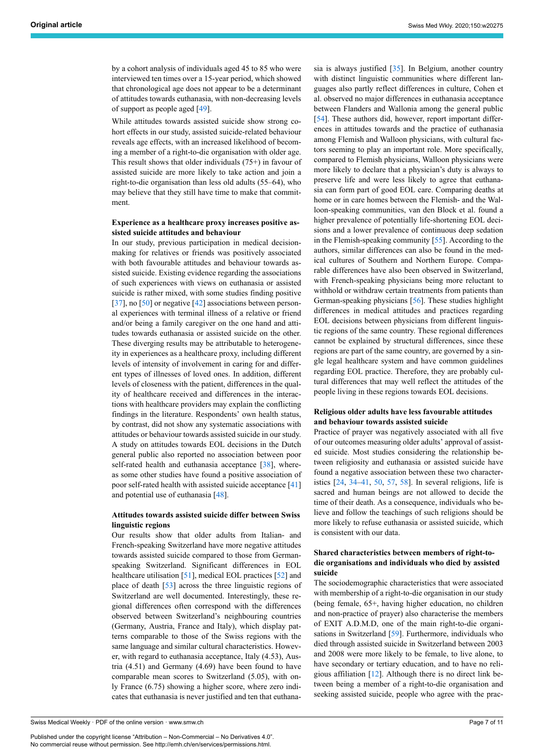by a cohort analysis of individuals aged 45 to 85 who were interviewed ten times over a 15-year period, which showed that chronological age does not appear to be a determinant of attitudes towards euthanasia, with non-decreasing levels of support as people aged [49].

While attitudes towards assisted suicide show strong cohort effects in our study, assisted suicide-related behaviour reveals age effects, with an increased likelihood of becoming a member of a right-to-die organisation with older age. This result shows that older individuals (75+) in favour of assisted suicide are more likely to take action and join a right-to-die organisation than less old adults (55–64), who may believe that they still have time to make that commitment.

#### Experience as a healthcare proxy increases positive assisted suicide attitudes and behaviour

In our study, previous participation in medical decision-making for relatives or friends was positively associated with both favourable attitudes and behaviour towards assisted suicide. Existing evidence regarding the associations of such experiences with views on euthanasia or assisted suicide is rather mixed, with some studies finding positive [37], no [50] or negative [42] associations between personal experiences with terminal illness of a relative or friend and/or being a family caregiver on the one hand and attitudes towards euthanasia or assisted suicide on the other. These diverging results may be attributable to heterogeneity in experiences as a healthcare proxy, including different levels of intensity of involvement in caring for and different types of illnesses of loved ones. In addition, different levels of closeness with the patient, differences in the quality of healthcare received and differences in the interactions with healthcare providers may explain the conflicting findings in the literature. Respondents' own health status, by contrast, did not show any systematic associations with attitudes or behaviour towards assisted suicide in our study. A study on attitudes towards EOL decisions in the Dutch general public also reported no association between poor self-rated health and euthanasia acceptance [38], whereas some other studies have found a positive association of poor self-rated health with assisted suicide acceptance [41] and potential use of euthanasia [48].

#### Attitudes towards assisted suicide differ between Swiss linguistic regions

Our results show that older adults from Italian- and French-speaking Switzerland have more negative attitudes towards assisted suicide compared to those from German-speaking Switzerland. Significant differences in EOL healthcare utilisation [51], medical EOL practices [52] and place of death [53] across the three linguistic regions of Switzerland are well documented. Interestingly, these regional differences often correspond with the differences observed between Switzerland's neighbouring countries (Germany, Austria, France and Italy), which display patterns comparable to those of the Swiss regions with the same language and similar cultural characteristics. However, with regard to euthanasia acceptance, Italy (4.53), Austria (4.51) and Germany (4.69) have been found to have comparable mean scores to Switzerland (5.05), with only France (6.75) showing a higher score, where zero indicates that euthanasia is never justified and ten that euthanasia is always justified [35]. In Belgium, another country with distinct linguistic communities where different languages also partly reflect differences in culture, Cohen et al. observed no major differences in euthanasia acceptance between Flanders and Wallonia among the general public [54]. These authors did, however, report important differences in attitudes towards and the practice of euthanasia among Flemish and Walloon physicians, with cultural factors seeming to play an important role. More specifically, compared to Flemish physicians, Walloon physicians were more likely to declare that a physician's duty is always to preserve life and were less likely to agree that euthanasia can form part of good EOL care. Comparing deaths at home or in care homes between the Flemish- and the Walloon-speaking communities, van den Block et al. found a higher prevalence of potentially life-shortening EOL decisions and a lower prevalence of continuous deep sedation in the Flemish-speaking community [55]. According to the authors, similar differences can also be found in the medical cultures of Southern and Northern Europe. Comparable differences have also been observed in Switzerland, with French-speaking physicians being more reluctant to withhold or withdraw certain treatments from patients than German-speaking physicians [56]. These studies highlight differences in medical attitudes and practices regarding EOL decisions between physicians from different linguistic regions of the same country. These regional differences cannot be explained by structural differences, since these regions are part of the same country, are governed by a single legal healthcare system and have common guidelines regarding EOL practice. Therefore, they are probably cultural differences that may well reflect the attitudes of the people living in these regions towards EOL decisions.

#### Religious older adults have less favourable attitudes and behaviour towards assisted suicide

Practice of prayer was negatively associated with all five of our outcomes measuring older adults' approval of assisted suicide. Most studies considering the relationship between religiosity and euthanasia or assisted suicide have found a negative association between these two characteristics [24, 34–41, 50, 57, 58]. In several religions, life is sacred and human beings are not allowed to decide the time of their death. As a consequence, individuals who believe and follow the teachings of such religions should be more likely to refuse euthanasia or assisted suicide, which is consistent with our data.

#### Shared characteristics between members of right-to-die organisations and individuals who died by assisted suicide

The sociodemographic characteristics that were associated with membership of a right-to-die organisation in our study (being female, 65+, having higher education, no children and non-practice of prayer) also characterise the members of EXIT A.D.M.D, one of the main right-to-die organisations in Switzerland [59]. Furthermore, individuals who died through assisted suicide in Switzerland between 2003 and 2008 were more likely to be female, to live alone, to have secondary or tertiary education, and to have no religious affiliation [12]. Although there is no direct link between being a member of a right-to-die organisation and seeking assisted suicide, people who agree with the prac-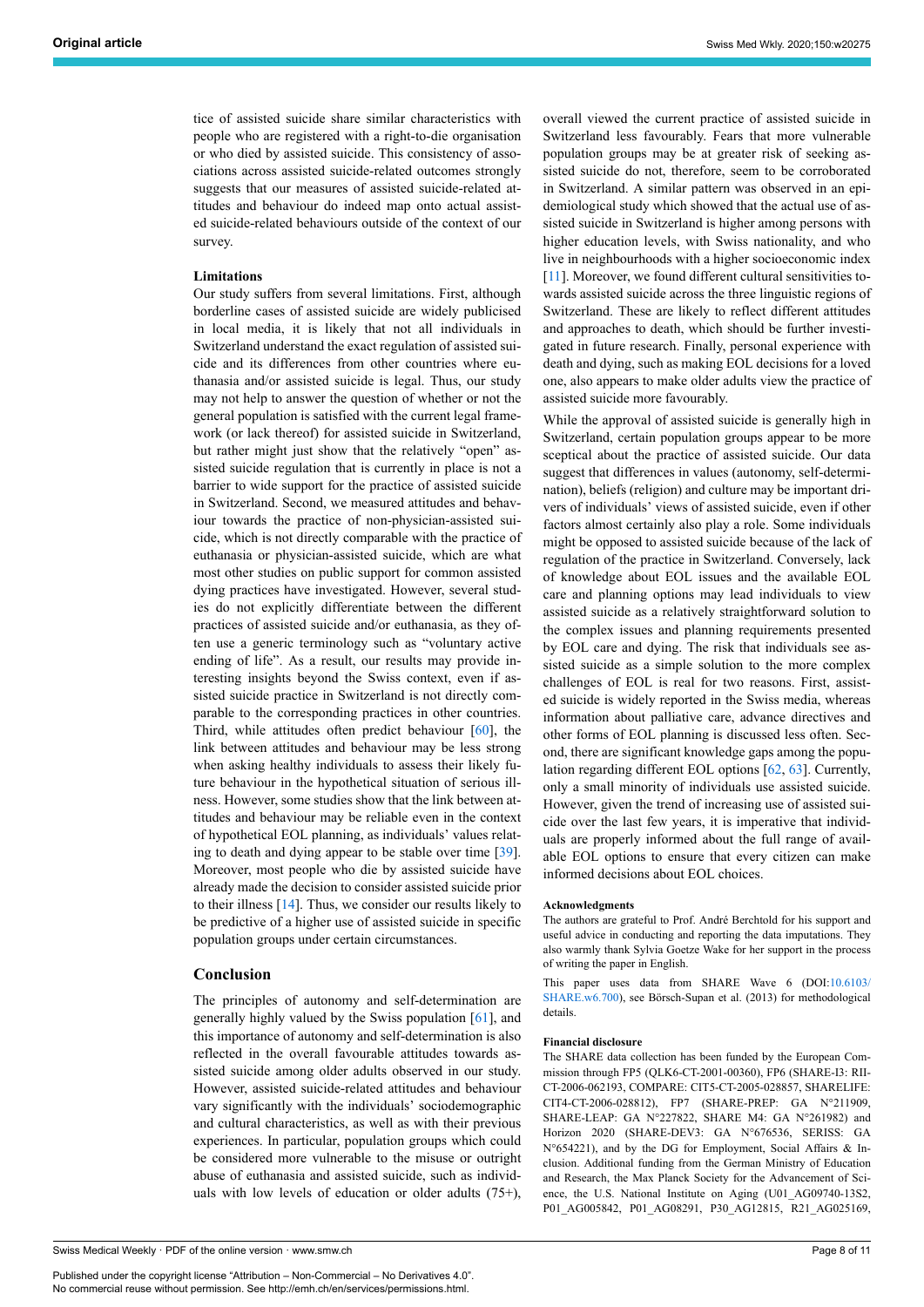tice of assisted suicide share similar characteristics with people who are registered with a right-to-die organisation or who died by assisted suicide. This consistency of associations across assisted suicide-related outcomes strongly suggests that our measures of assisted suicide-related attitudes and behaviour do indeed map onto actual assisted suicide-related behaviours outside of the context of our survey.

### Limitations

Our study suffers from several limitations. First, although borderline cases of assisted suicide are widely publicised in local media, it is likely that not all individuals in Switzerland understand the exact regulation of assisted suicide and its differences from other countries where euthanasia and/or assisted suicide is legal. Thus, our study may not help to answer the question of whether or not the general population is satisfied with the current legal framework (or lack thereof) for assisted suicide in Switzerland, but rather might just show that the relatively "open" assisted suicide regulation that is currently in place is not a barrier to wide support for the practice of assisted suicide in Switzerland. Second, we measured attitudes and behaviour towards the practice of non-physician-assisted suicide, which is not directly comparable with the practice of euthanasia or physician-assisted suicide, which are what most other studies on public support for common assisted dying practices have investigated. However, several studies do not explicitly differentiate between the different practices of assisted suicide and/or euthanasia, as they often use a generic terminology such as "voluntary active ending of life". As a result, our results may provide interesting insights beyond the Swiss context, even if assisted suicide practice in Switzerland is not directly comparable to the corresponding practices in other countries. Third, while attitudes often predict behaviour [60], the link between attitudes and behaviour may be less strong when asking healthy individuals to assess their likely future behaviour in the hypothetical situation of serious illness. However, some studies show that the link between attitudes and behaviour may be reliable even in the context of hypothetical EOL planning, as individuals' values relating to death and dying appear to be stable over time [39]. Moreover, most people who die by assisted suicide have already made the decision to consider assisted suicide prior to their illness [14]. Thus, we consider our results likely to be predictive of a higher use of assisted suicide in specific population groups under certain circumstances.

## Conclusion

The principles of autonomy and self-determination are generally highly valued by the Swiss population [61], and this importance of autonomy and self-determination is also reflected in the overall favourable attitudes towards assisted suicide among older adults observed in our study. However, assisted suicide-related attitudes and behaviour vary significantly with the individuals' sociodemographic and cultural characteristics, as well as with their previous experiences. In particular, population groups which could be considered more vulnerable to the misuse or outright abuse of euthanasia and assisted suicide, such as individuals with low levels of education or older adults (75+), overall viewed the current practice of assisted suicide in Switzerland less favourably. Fears that more vulnerable population groups may be at greater risk of seeking assisted suicide do not, therefore, seem to be corroborated in Switzerland. A similar pattern was observed in an epidemiological study which showed that the actual use of assisted suicide in Switzerland is higher among persons with higher education levels, with Swiss nationality, and who live in neighbourhoods with a higher socioeconomic index [11]. Moreover, we found different cultural sensitivities towards assisted suicide across the three linguistic regions of Switzerland. These are likely to reflect different attitudes and approaches to death, which should be further investigated in future research. Finally, personal experience with death and dying, such as making EOL decisions for a loved one, also appears to make older adults view the practice of assisted suicide more favourably.

While the approval of assisted suicide is generally high in Switzerland, certain population groups appear to be more sceptical about the practice of assisted suicide. Our data suggest that differences in values (autonomy, self-determination), beliefs (religion) and culture may be important drivers of individuals' views of assisted suicide, even if other factors almost certainly also play a role. Some individuals might be opposed to assisted suicide because of the lack of regulation of the practice in Switzerland. Conversely, lack of knowledge about EOL issues and the available EOL care and planning options may lead individuals to view assisted suicide as a relatively straightforward solution to the complex issues and planning requirements presented by EOL care and dying. The risk that individuals see assisted suicide as a simple solution to the more complex challenges of EOL is real for two reasons. First, assisted suicide is widely reported in the Swiss media, whereas information about palliative care, advance directives and other forms of EOL planning is discussed less often. Second, there are significant knowledge gaps among the population regarding different EOL options [62, 63]. Currently, only a small minority of individuals use assisted suicide. However, given the trend of increasing use of assisted suicide over the last few years, it is imperative that individuals are properly informed about the full range of available EOL options to ensure that every citizen can make informed decisions about EOL choices.

#### Acknowledgments

The authors are grateful to Prof. André Berchtold for his support and useful advice in conducting and reporting the data imputations. They also warmly thank Sylvia Goetze Wake for her support in the process of writing the paper in English.

This paper uses data from SHARE Wave 6 (DOI:10.6103/SHARE.w6.700), see Börsch-Supan et al. (2013) for methodological details.

#### Financial disclosure

The SHARE data collection has been funded by the European Commission through FP5 (QLK6-CT-2001-00360), FP6 (SHARE-I3: RII-CT-2006-062193, COMPARE: CIT5-CT-2005-028857, SHARELIFE: CIT4-CT-2006-028812), FP7 (SHARE-PREP: GA N°211909, SHARE-LEAP: GA N°227822, SHARE M4: GA N°261982) and Horizon 2020 (SHARE-DEV3: GA N°676536, SERISS: GA N°654221), and by the DG for Employment, Social Affairs & Inclusion. Additional funding from the German Ministry of Education and Research, the Max Planck Society for the Advancement of Science, the U.S. National Institute on Aging (U01_AG09740-13S2, P01_AG005842, P01_AG08291, P30_AG12815, R21_AG025169,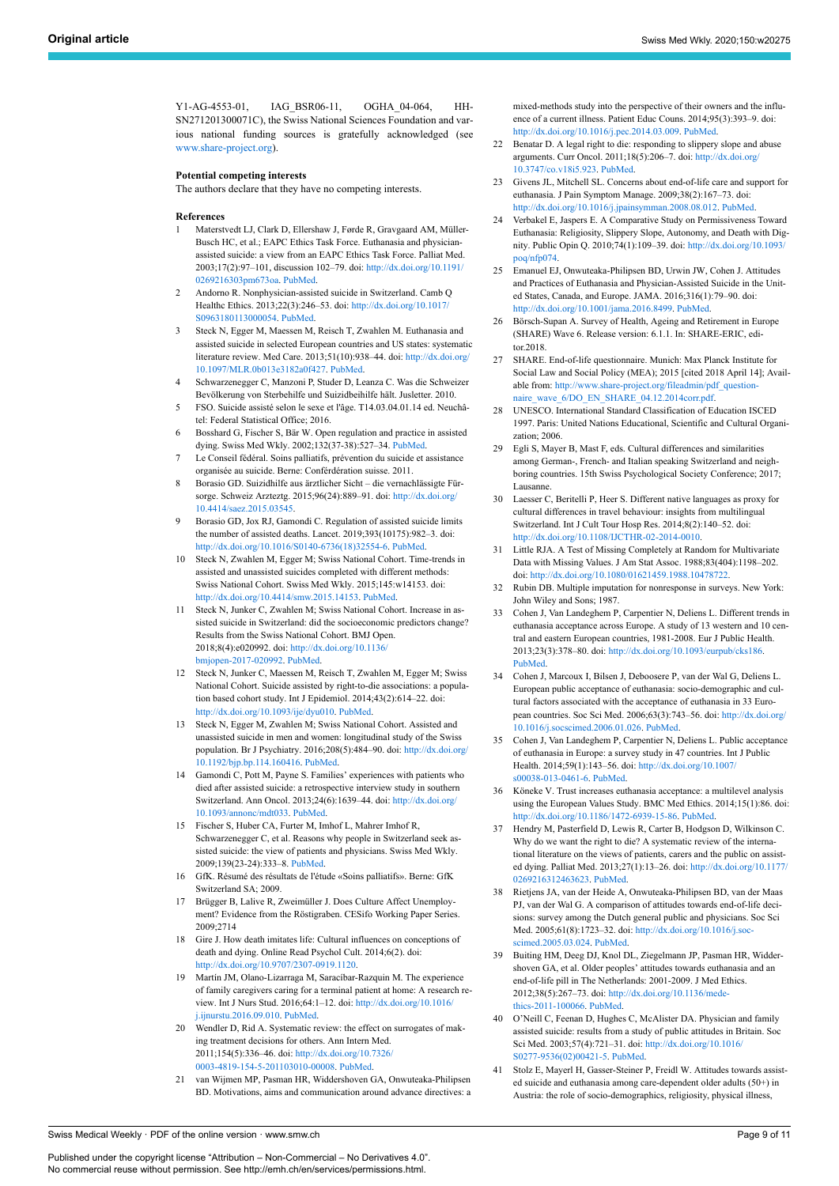Y1-AG-4553-01, IAG_BSR06-11, OGHA_04-064, HHSN271201300071C), the Swiss National Sciences Foundation and various national funding sources is gratefully acknowledged (see www.share-project.org).

### Potential competing interests

The authors declare that they have no competing interests.

### References

1. Materstvedt LJ, Clark D, Ellershaw J, Førde R, Gravgaard AM, Müller-Busch HC, et al.; EAPC Ethics Task Force. Euthanasia and physician-assisted suicide: a view from an EAPC Ethics Task Force. Palliat Med. 2003;17(2):97–101, discussion 102–79. doi: http://dx.doi.org/10.1191/0269216303pm673oa. PubMed.
2. Andorno R. Nonphysician-assisted suicide in Switzerland. Camb Q Healthc Ethics. 2013;22(3):246–53. doi: http://dx.doi.org/10.1017/S0963180113000054. PubMed.
3. Steck N, Egger M, Maessen M, Reisch T, Zwahlen M. Euthanasia and assisted suicide in selected European countries and US states: systematic literature review. Med Care. 2013;51(10):938–44. doi: http://dx.doi.org/10.1097/MLR.0b013e3182a0f427. PubMed.
4. Schwarzenegger C, Manzoni P, Studer D, Leanza C. Was die Schweizer Bevölkerung von Sterbehilfe und Suizidbeihilfe hält. Jusletter. 2010.
5. FSO. Suicide assisté selon le sexe et l'âge. T14.03.04.01.14 ed. Neuchâtel: Federal Statistical Office; 2016.
6. Bosshard G, Fischer S, Bär W. Open regulation and practice in assisted dying. Swiss Med Wkly. 2002;132(37-38):527–34. PubMed.
7. Le Conseil fédéral. Soins palliatifs, prévention du suicide et assistance organisée au suicide. Berne: Confédération suisse. 2011.
8. Borasio GD. Suizidhilfe aus ärztlicher Sicht – die vernachlässigte Fürsorge. Schweiz Arzteztg. 2015;96(24):889–91. doi: http://dx.doi.org/10.4414/saez.2015.03545.
9. Borasio GD, Jox RJ, Gamondi C. Regulation of assisted suicide limits the number of assisted deaths. Lancet. 2019;393(10175):982–3. doi: http://dx.doi.org/10.1016/S0140-6736(18)32554-6. PubMed.
10. Steck N, Zwahlen M, Egger M; Swiss National Cohort. Time-trends in assisted and unassisted suicides completed with different methods: Swiss National Cohort. Swiss Med Wkly. 2015;145:w14153. doi: http://dx.doi.org/10.4414/smw.2015.14153. PubMed.
11. Steck N, Junker C, Zwahlen M; Swiss National Cohort. Increase in assisted suicide in Switzerland: did the socioeconomic predictors change? Results from the Swiss National Cohort. BMJ Open. 2018;8(4):e020992. doi: http://dx.doi.org/10.1136/bmjopen-2017-020992. PubMed.
12. Steck N, Junker C, Maessen M, Reisch T, Zwahlen M, Egger M; Swiss National Cohort. Suicide assisted by right-to-die associations: a population based cohort study. Int J Epidemiol. 2014;43(2):614–22. doi: http://dx.doi.org/10.1093/ije/dyu010. PubMed.
13. Steck N, Egger M, Zwahlen M; Swiss National Cohort. Assisted and unassisted suicide in men and women: longitudinal study of the Swiss population. Br J Psychiatry. 2016;208(5):484–90. doi: http://dx.doi.org/10.1192/bjp.bp.114.160416. PubMed.
14. Gamondi C, Pott M, Payne S. Families' experiences with patients who died after assisted suicide: a retrospective interview study in southern Switzerland. Ann Oncol. 2013;24(6):1639–44. doi: http://dx.doi.org/10.1093/annonc/mdt033. PubMed.
15. Fischer S, Huber CA, Furter M, Imhof L, Mahrer Imhof R, Schwarzenegger C, et al. Reasons why people in Switzerland seek assisted suicide: the view of patients and physicians. Swiss Med Wkly. 2009;139(23-24):333–8. PubMed.
16. GfK. Résumé des résultats de l'étude «Soins palliatifs». Berne: GfK Switzerland SA; 2009.
17. Brügger B, Lalive R, Zweimüller J. Does Culture Affect Unemployment? Evidence from the Röstigraben. CESifo Working Paper Series. 2009;2714
18. Gire J. How death imitates life: Cultural influences on conceptions of death and dying. Online Read Psychol Cult. 2014;6(2). doi: http://dx.doi.org/10.9707/2307-0919.1120.
19. Martín JM, Olano-Lizarraga M, Saracíbar-Razquin M. The experience of family caregivers caring for a terminal patient at home: A research review. Int J Nurs Stud. 2016;64:1–12. doi: http://dx.doi.org/10.1016/j.ijnurstu.2016.09.010. PubMed.
20. Wendler D, Rid A. Systematic review: the effect on surrogates of making treatment decisions for others. Ann Intern Med. 2011;154(5):336–46. doi: http://dx.doi.org/10.7326/0003-4819-154-5-201103010-00008. PubMed.
21. van Wijmen MP, Pasman HR, Widdershoven GA, Onwuteaka-Philipsen BD. Motivations, aims and communication around advance directives: a mixed-methods study into the perspective of their owners and the influence of a current illness. Patient Educ Couns. 2014;95(3):393–9. doi: http://dx.doi.org/10.1016/j.pec.2014.03.009. PubMed.
22. Benatar D. A legal right to die: responding to slippery slope and abuse arguments. Curr Oncol. 2011;18(5):206–7. doi: http://dx.doi.org/10.3747/co.v18i5.923. PubMed.
23. Givens JL, Mitchell SL. Concerns about end-of-life care and support for euthanasia. J Pain Symptom Manage. 2009;38(2):167–73. doi: http://dx.doi.org/10.1016/j.jpainsymman.2008.08.012. PubMed.
24. Verbakel E, Jaspers E. A Comparative Study on Permissiveness Toward Euthanasia: Religiosity, Slippery Slope, Autonomy, and Death with Dignity. Public Opin Q. 2010;74(1):109–39. doi: http://dx.doi.org/10.1093/poq/nfp074.
25. Emanuel EJ, Onwuteaka-Philipsen BD, Urwin JW, Cohen J. Attitudes and Practices of Euthanasia and Physician-Assisted Suicide in the United States, Canada, and Europe. JAMA. 2016;316(1):79–90. doi: http://dx.doi.org/10.1001/jama.2016.8499. PubMed.
26. Börsch-Supan A. Survey of Health, Ageing and Retirement in Europe (SHARE) Wave 6. Release version: 6.1.1. In: SHARE-ERIC, editor.2018.
27. SHARE. End-of-life questionnaire. Munich: Max Planck Institute for Social Law and Social Policy (MEA); 2015 [cited 2018 April 14]; Available from: http://www.share-project.org/fileadmin/pdf_questionnaire_wave_6/DO_EN_SHARE_04.12.2014corr.pdf.
28. UNESCO. International Standard Classification of Education ISCED 1997. Paris: United Nations Educational, Scientific and Cultural Organization; 2006.
29. Egli S, Mayer B, Mast F, eds. Cultural differences and similarities among German-, French- and Italian speaking Switzerland and neighboring countries. 15th Swiss Psychological Society Conference; 2017; Lausanne.
30. Laesser C, Beritelli P, Heer S. Different native languages as proxy for cultural differences in travel behaviour: insights from multilingual Switzerland. Int J Cult Tour Hosp Res. 2014;8(2):140–52. doi: http://dx.doi.org/10.1108/IJCTHR-02-2014-0010.
31. Little RJA. A Test of Missing Completely at Random for Multivariate Data with Missing Values. J Am Stat Assoc. 1988;83(404):1198–202. doi: http://dx.doi.org/10.1080/01621459.1988.10478722.
32. Rubin DB. Multiple imputation for nonresponse in surveys. New York: John Wiley and Sons; 1987.
33. Cohen J, Van Landeghem P, Carpentier N, Deliens L. Different trends in euthanasia acceptance across Europe. A study of 13 western and 10 central and eastern European countries, 1981-2008. Eur J Public Health. 2013;23(3):378–80. doi: http://dx.doi.org/10.1093/eurpub/cks186. PubMed.
34. Cohen J, Marcoux I, Bilsen J, Deboosere P, van der Wal G, Deliens L. European public acceptance of euthanasia: socio-demographic and cultural factors associated with the acceptance of euthanasia in 33 European countries. Soc Sci Med. 2006;63(3):743–56. doi: http://dx.doi.org/10.1016/j.socscimed.2006.01.026. PubMed.
35. Cohen J, Van Landeghem P, Carpentier N, Deliens L. Public acceptance of euthanasia in Europe: a survey study in 47 countries. Int J Public Health. 2014;59(1):143–56. doi: http://dx.doi.org/10.1007/s00038-013-0461-6. PubMed.
36. Köneke V. Trust increases euthanasia acceptance: a multilevel analysis using the European Values Study. BMC Med Ethics. 2014;15(1):86. doi: http://dx.doi.org/10.1186/1472-6939-15-86. PubMed.
37. Hendry M, Pasterfield D, Lewis R, Carter B, Hodgson D, Wilkinson C. Why do we want the right to die? A systematic review of the international literature on the views of patients, carers and the public on assisted dying. Palliat Med. 2013;27(1):13–26. doi: http://dx.doi.org/10.1177/0269216312463623. PubMed.
38. Rietjens JA, van der Heide A, Onwuteaka-Philipsen BD, van der Maas PJ, van der Wal G. A comparison of attitudes towards end-of-life decisions: survey among the Dutch general public and physicians. Soc Sci Med. 2005;61(8):1723–32. doi: http://dx.doi.org/10.1016/j.socscimed.2005.03.024. PubMed.
39. Buiting HM, Deeg DJ, Knol DL, Ziegelmann JP, Pasman HR, Widdershoven GA, et al. Older peoples' attitudes towards euthanasia and an end-of-life pill in The Netherlands: 2001-2009. J Med Ethics. 2012;38(5):267–73. doi: http://dx.doi.org/10.1136/medethics-2011-100066. PubMed.
40. O'Neill C, Feenan D, Hughes C, McAlister DA. Physician and family assisted suicide: results from a study of public attitudes in Britain. Soc Sci Med. 2003;57(4):721–31. doi: http://dx.doi.org/10.1016/S0277-9536(02)00421-5. PubMed.
41. Stolz E, Mayerl H, Gasser-Steiner P, Freidl W. Attitudes towards assisted suicide and euthanasia among care-dependent older adults (50+) in Austria: the role of socio-demographics, religiosity, physical illness,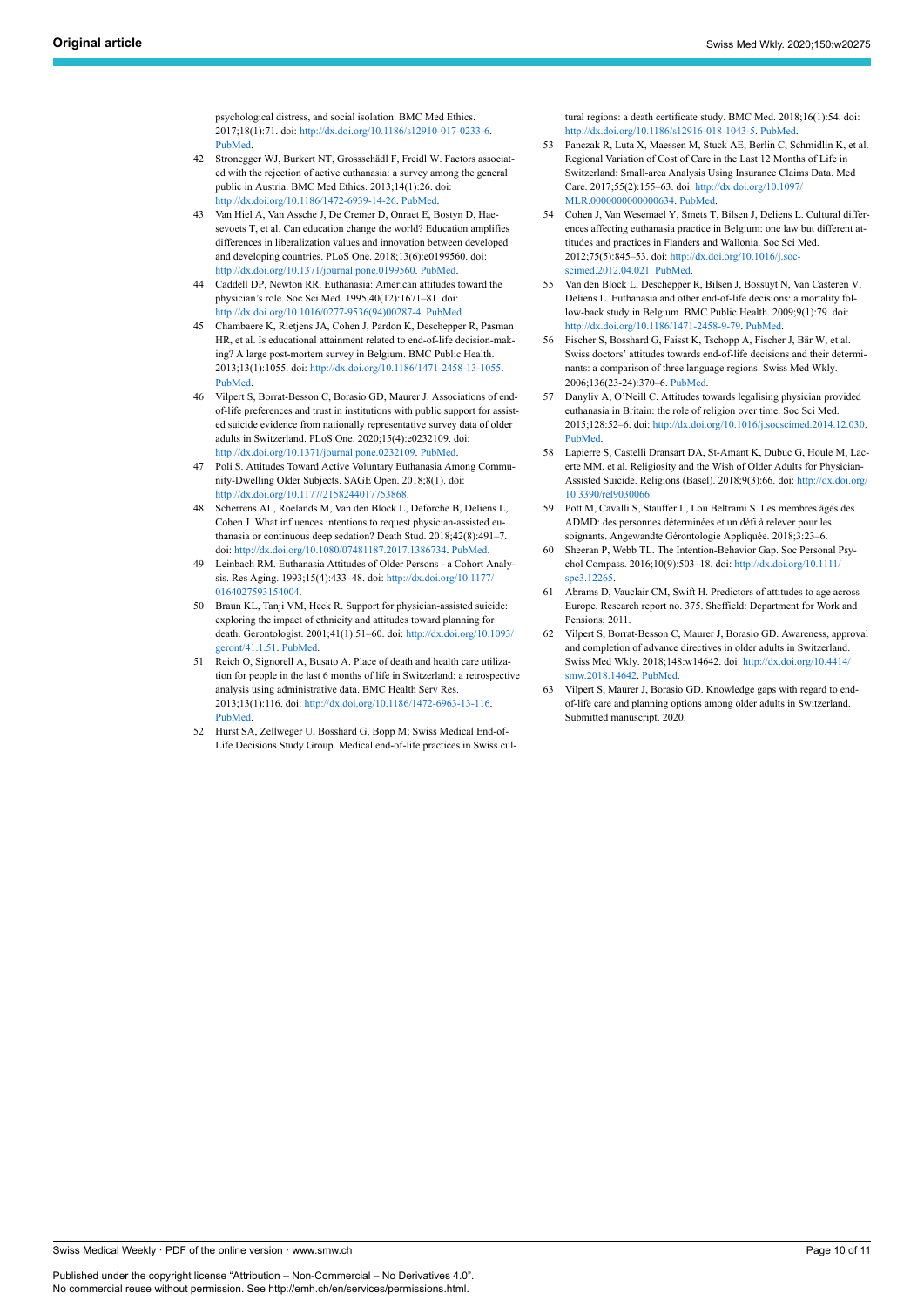psychological distress, and social isolation. BMC Med Ethics. 2017;18(1):71. doi: http://dx.doi.org/10.1186/s12910-017-0233-6. PubMed.

42 Stronegger WJ, Burkert NT, Grossschädl F, Freidl W. Factors associated with the rejection of active euthanasia: a survey among the general public in Austria. BMC Med Ethics. 2013;14(1):26. doi: http://dx.doi.org/10.1186/1472-6939-14-26. PubMed.

43 Van Hiel A, Van Assche J, De Cremer D, Onraet E, Bostyn D, Haesevoets T, et al. Can education change the world? Education amplifies differences in liberalization values and innovation between developed and developing countries. PLoS One. 2018;13(6):e0199560. doi: http://dx.doi.org/10.1371/journal.pone.0199560. PubMed.

44 Caddell DP, Newton RR. Euthanasia: American attitudes toward the physician's role. Soc Sci Med. 1995;40(12):1671–81. doi: http://dx.doi.org/10.1016/0277-9536(94)00287-4. PubMed.

45 Chambaere K, Rietjens JA, Cohen J, Pardon K, Deschepper R, Pasman HR, et al. Is educational attainment related to end-of-life decision-making? A large post-mortem survey in Belgium. BMC Public Health. 2013;13(1):1055. doi: http://dx.doi.org/10.1186/1471-2458-13-1055. PubMed.

46 Vilpert S, Borrat-Besson C, Borasio GD, Maurer J. Associations of end-of-life preferences and trust in institutions with public support for assisted suicide evidence from nationally representative survey data of older adults in Switzerland. PLoS One. 2020;15(4):e0232109. doi: http://dx.doi.org/10.1371/journal.pone.0232109. PubMed.

47 Poli S. Attitudes Toward Active Voluntary Euthanasia Among Community-Dwelling Older Subjects. SAGE Open. 2018;8(1). doi: http://dx.doi.org/10.1177/2158244017753868.

48 Scherrens AL, Roelands M, Van den Block L, Deforche B, Deliens L, Cohen J. What influences intentions to request physician-assisted euthanasia or continuous deep sedation? Death Stud. 2018;42(8):491–7. doi: http://dx.doi.org/10.1080/07481187.2017.1386734. PubMed.

49 Leinbach RM. Euthanasia Attitudes of Older Persons - a Cohort Analysis. Res Aging. 1993;15(4):433–48. doi: http://dx.doi.org/10.1177/0164027593154004.

50 Braun KL, Tanji VM, Heck R. Support for physician-assisted suicide: exploring the impact of ethnicity and attitudes toward planning for death. Gerontologist. 2001;41(1):51–60. doi: http://dx.doi.org/10.1093/geront/41.1.51. PubMed.

51 Reich O, Signorell A, Busato A. Place of death and health care utilization for people in the last 6 months of life in Switzerland: a retrospective analysis using administrative data. BMC Health Serv Res. 2013;13(1):116. doi: http://dx.doi.org/10.1186/1472-6963-13-116. PubMed.

52 Hurst SA, Zellweger U, Bosshard G, Bopp M; Swiss Medical End-of-Life Decisions Study Group. Medical end-of-life practices in Swiss cultural regions: a death certificate study. BMC Med. 2018;16(1):54. doi: http://dx.doi.org/10.1186/s12916-018-1043-5. PubMed.

53 Panczak R, Luta X, Maessen M, Stuck AE, Berlin C, Schmidlin K, et al. Regional Variation of Cost of Care in the Last 12 Months of Life in Switzerland: Small-area Analysis Using Insurance Claims Data. Med Care. 2017;55(2):155–63. doi: http://dx.doi.org/10.1097/MLR.0000000000000634. PubMed.

54 Cohen J, Van Wesemael Y, Smets T, Bilsen J, Deliens L. Cultural differences affecting euthanasia practice in Belgium: one law but different attitudes and practices in Flanders and Wallonia. Soc Sci Med. 2012;75(5):845–53. doi: http://dx.doi.org/10.1016/j.socscimed.2012.04.021. PubMed.

55 Van den Block L, Deschepper R, Bilsen J, Bossuyt N, Van Casteren V, Deliens L. Euthanasia and other end-of-life decisions: a mortality follow-back study in Belgium. BMC Public Health. 2009;9(1):79. doi: http://dx.doi.org/10.1186/1471-2458-9-79. PubMed.

56 Fischer S, Bosshard G, Faisst K, Tschopp A, Fischer J, Bär W, et al. Swiss doctors' attitudes towards end-of-life decisions and their determinants: a comparison of three language regions. Swiss Med Wkly. 2006;136(23-24):370–6. PubMed.

57 Danyliv A, O'Neill C. Attitudes towards legalising physician provided euthanasia in Britain: the role of religion over time. Soc Sci Med. 2015;128:52–6. doi: http://dx.doi.org/10.1016/j.socscimed.2014.12.030. PubMed.

58 Lapierre S, Castelli Dransart DA, St-Amant K, Dubuc G, Houle M, Lacerte MM, et al. Religiosity and the Wish of Older Adults for Physician-Assisted Suicide. Religions (Basel). 2018;9(3):66. doi: http://dx.doi.org/10.3390/rel9030066.

59 Pott M, Cavalli S, Stauffer L, Lou Beltrami S. Les membres âgés des ADMD: des personnes déterminées et un défi à relever pour les soignants. Angewandte Gérontologie Appliquée. 2018;3:23–6.

60 Sheeran P, Webb TL. The Intention-Behavior Gap. Soc Personal Psychol Compass. 2016;10(9):503–18. doi: http://dx.doi.org/10.1111/spc3.12265.

61 Abrams D, Vauclair CM, Swift H. Predictors of attitudes to age across Europe. Research report no. 375. Sheffield: Department for Work and Pensions; 2011.

62 Vilpert S, Borrat-Besson C, Maurer J, Borasio GD. Awareness, approval and completion of advance directives in older adults in Switzerland. Swiss Med Wkly. 2018;148:w14642. doi: http://dx.doi.org/10.4414/smw.2018.14642. PubMed.

63 Vilpert S, Maurer J, Borasio GD. Knowledge gaps with regard to end-of-life care and planning options among older adults in Switzerland. Submitted manuscript. 2020.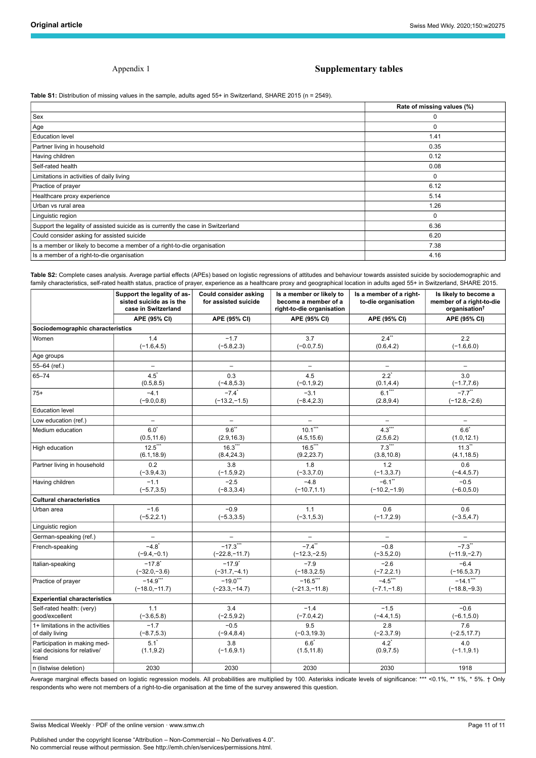Appendix 1

## Supplementary tables

**Table S1:** Distribution of missing values in the sample, adults aged 55+ in Switzerland, SHARE 2015 (n = 2549).

| | Rate of missing values (%) |
|---|---|
| Sex | 0 |
| Age | 0 |
| Education level | 1.41 |
| Partner living in household | 0.35 |
| Having children | 0.12 |
| Self-rated health | 0.08 |
| Limitations in activities of daily living | 0 |
| Practice of prayer | 6.12 |
| Healthcare proxy experience | 5.14 |
| Urban vs rural area | 1.26 |
| Linguistic region | 0 |
| Support the legality of assisted suicide as is currently the case in Switzerland | 6.36 |
| Could consider asking for assisted suicide | 6.20 |
| Is a member or likely to become a member of a right-to-die organisation | 7.38 |
| Is a member of a right-to-die organisation | 4.16 |

**Table S2:** Complete cases analysis. Average partial effects (APEs) based on logistic regressions of attitudes and behaviour towards assisted suicide by sociodemographic and family characteristics, self-rated health status, practice of prayer, experience as a healthcare proxy and geographical location in adults aged 55+ in Switzerland, SHARE 2015.

| | Support the legality of assisted suicide as is the case in Switzerland | Could consider asking for assisted suicide | Is a member or likely to become a member of a right-to-die organisation | Is a member of a right-to-die organisation | Is likely to become a member of a right-to-die organisation† |
|---|---|---|---|---|---|
| | APE (95% CI) | APE (95% CI) | APE (95% CI) | APE (95% CI) | APE (95% CI) |
| **Sociodemographic characteristics** | | | | | |
| Women | 1.4 (−1.6,4.5) | −1.7 (−5.8,2.3) | 3.7 (−0.0,7.5) | 2.4** (0.6,4.2) | 2.2 (−1.6,6.0) |
| Age groups | | | | | |
| 55–64 (ref.) | – | – | – | – | – |
| 65–74 | 4.5* (0.5,8.5) | 0.3 (−4.8,5.3) | 4.5 (−0.1,9.2) | 2.2* (0.1,4.4) | 3.0 (−1.7,7.6) |
| 75+ | −4.1 (−9.0,0.8) | −7.4* (−13.2,−1.5) | −3.1 (−8.4,2.3) | 6.1*** (2.8,9.4) | −7.7** (−12.8,−2.6) |
| Education level | | | | | |
| Low education (ref.) | – | – | – | – | – |
| Medium education | 6.0* (0.5,11.6) | 9.6** (2.9,16.3) | 10.1*** (4.5,15.6) | 4.3*** (2.5,6.2) | 6.6* (1.0,12.1) |
| High education | 12.5*** (6.1,18.9) | 16.3*** (8.4,24.3) | 16.5*** (9.2,23.7) | 7.3*** (3.8,10.8) | 11.3** (4.1,18.5) |
| Partner living in household | 0.2 (−3.9,4.3) | 3.8 (−1.5,9.2) | 1.8 (−3.3,7.0) | 1.2 (−1.3,3.7) | 0.6 (−4.4,5.7) |
| Having children | −1.1 (−5.7,3.5) | −2.5 (−8.3,3.4) | −4.8 (−10.7,1.1) | −6.1** (−10.2,−1.9) | −0.5 (−6.0,5.0) |
| **Cultural characteristics** | | | | | |
| Urban area | −1.6 (−5.2,2.1) | −0.9 (−5.3,3.5) | 1.1 (−3.1,5.3) | 0.6 (−1.7,2.9) | 0.6 (−3.5,4.7) |
| Linguistic region | | | | | |
| German-speaking (ref.) | – | – | – | – | – |
| French-speaking | −4.8* (−9.4,−0.1) | −17.3*** (−22.8,−11.7) | −7.4** (−12.3,−2.5) | −0.8 (−3.5,2.0) | −7.3** (−11.9,−2.7) |
| Italian-speaking | −17.8* (−32.0,−3.6) | −17.9* (−31.7,−4.1) | −7.9 (−18.3,2.5) | −2.6 (−7.2,2.1) | −6.4 (−16.5,3.7) |
| Practice of prayer | −14.9*** (−18.0,−11.7) | −19.0*** (−23.3,−14.7) | −16.5*** (−21.3,−11.8) | −4.5*** (−7.1,−1.8) | −14.1*** (−18.8,−9.3) |
| **Experiential characteristics** | | | | | |
| Self-rated health: (very) good/excellent | 1.1 (−3.6,5.8) | 3.4 (−2.5,9.2) | −1.4 (−7.0,4.2) | −1.5 (−4.4,1.5) | −0.6 (−6.1,5.0) |
| 1+ limitations in the activities of daily living | −1.7 (−8.7,5.3) | −0.5 (−9.4,8.4) | 9.5 (−0.3,19.3) | 2.8 (−2.3,7.9) | 7.6 (−2.5,17.7) |
| Participation in making medical decisions for relative/friend | 5.1* (1.1,9.2) | 3.8 (−1.6,9.1) | 6.6* (1.5,11.8) | 4.2* (0.9,7.5) | 4.0 (−1.1,9.1) |
| n (listwise deletion) | 2030 | 2030 | 2030 | 2030 | 1918 |

Average marginal effects based on logistic regression models. All probabilities are multiplied by 100. Asterisks indicate levels of significance: *** <0.1%, ** 1%, * 5%. † Only respondents who were not members of a right-to-die organisation at the time of the survey answered this question.